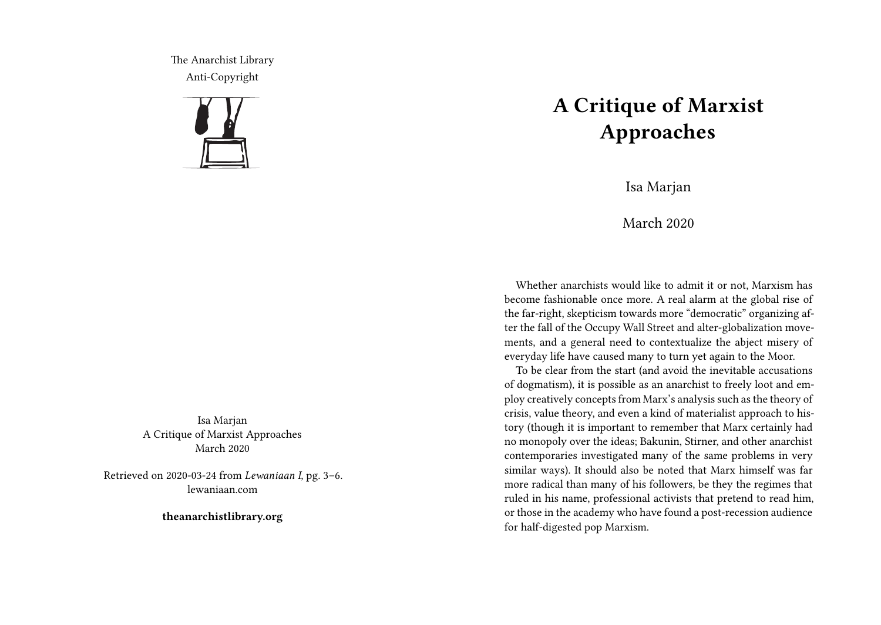The Anarchist Library
Anti-Copyright

Isa Marjan
A Critique of Marxist Approaches
March 2020

Retrieved on 2020-03-24 from *Lewaniaan I*, pg. 3–6.
lewaniaan.com

**theanarchistlibrary.org**

# A Critique of Marxist Approaches

Isa Marjan

March 2020

Whether anarchists would like to admit it or not, Marxism has become fashionable once more. A real alarm at the global rise of the far-right, skepticism towards more "democratic" organizing after the fall of the Occupy Wall Street and alter-globalization movements, and a general need to contextualize the abject misery of everyday life have caused many to turn yet again to the Moor.

To be clear from the start (and avoid the inevitable accusations of dogmatism), it is possible as an anarchist to freely loot and employ creatively concepts from Marx's analysis such as the theory of crisis, value theory, and even a kind of materialist approach to history (though it is important to remember that Marx certainly had no monopoly over the ideas; Bakunin, Stirner, and other anarchist contemporaries investigated many of the same problems in very similar ways). It should also be noted that Marx himself was far more radical than many of his followers, be they the regimes that ruled in his name, professional activists that pretend to read him, or those in the academy who have found a post-recession audience for half-digested pop Marxism.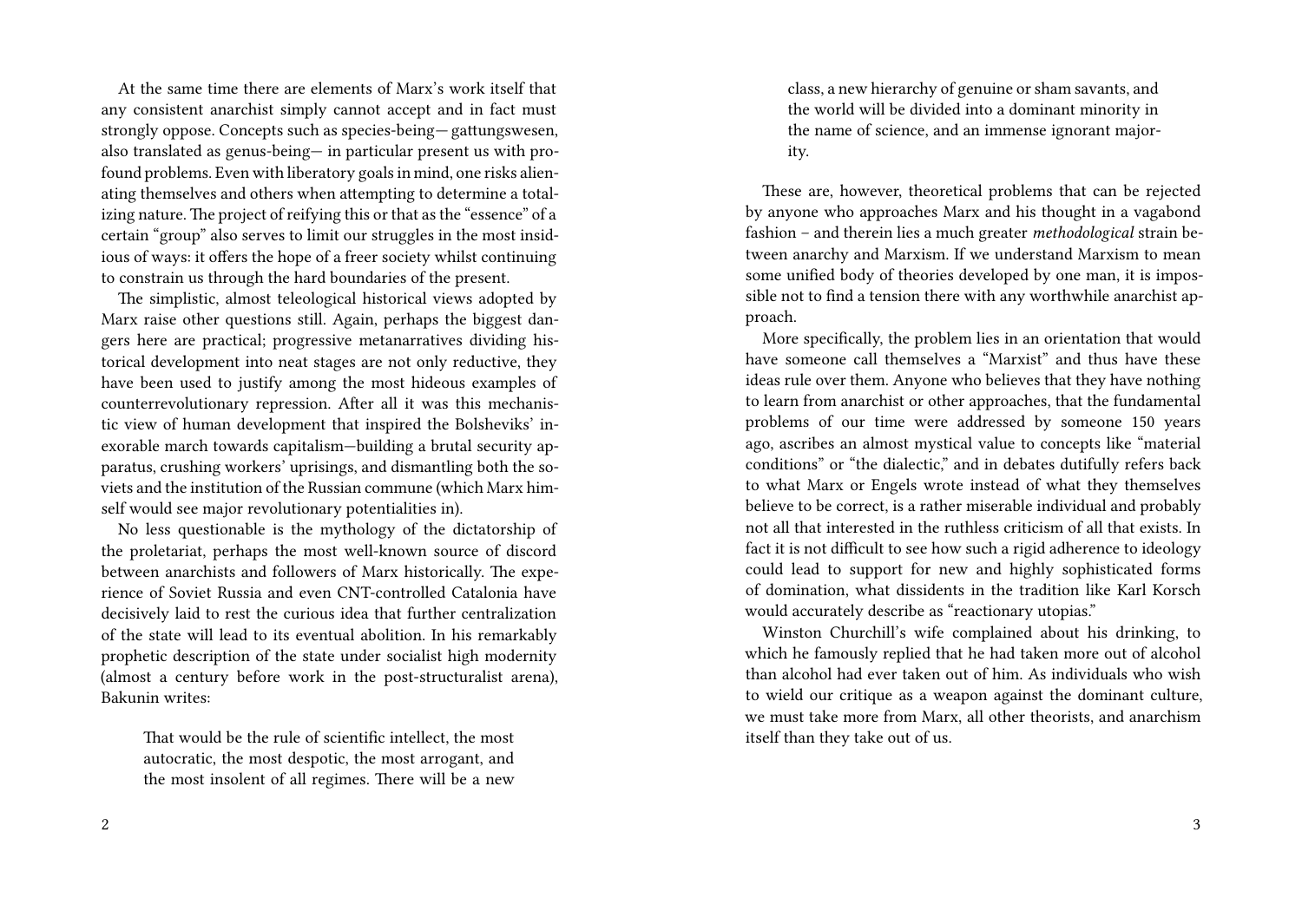At the same time there are elements of Marx's work itself that any consistent anarchist simply cannot accept and in fact must strongly oppose. Concepts such as species-being— gattungswesen, also translated as genus-being— in particular present us with profound problems. Even with liberatory goals in mind, one risks alienating themselves and others when attempting to determine a totalizing nature. The project of reifying this or that as the "essence" of a certain "group" also serves to limit our struggles in the most insidious of ways: it offers the hope of a freer society whilst continuing to constrain us through the hard boundaries of the present.

The simplistic, almost teleological historical views adopted by Marx raise other questions still. Again, perhaps the biggest dangers here are practical; progressive metanarratives dividing historical development into neat stages are not only reductive, they have been used to justify among the most hideous examples of counterrevolutionary repression. After all it was this mechanistic view of human development that inspired the Bolsheviks' inexorable march towards capitalism—building a brutal security apparatus, crushing workers' uprisings, and dismantling both the soviets and the institution of the Russian commune (which Marx himself would see major revolutionary potentialities in).

No less questionable is the mythology of the dictatorship of the proletariat, perhaps the most well-known source of discord between anarchists and followers of Marx historically. The experience of Soviet Russia and even CNT-controlled Catalonia have decisively laid to rest the curious idea that further centralization of the state will lead to its eventual abolition. In his remarkably prophetic description of the state under socialist high modernity (almost a century before work in the post-structuralist arena), Bakunin writes:

> That would be the rule of scientific intellect, the most autocratic, the most despotic, the most arrogant, and the most insolent of all regimes. There will be a new class, a new hierarchy of genuine or sham savants, and the world will be divided into a dominant minority in the name of science, and an immense ignorant majority.

These are, however, theoretical problems that can be rejected by anyone who approaches Marx and his thought in a vagabond fashion – and therein lies a much greater *methodological* strain between anarchy and Marxism. If we understand Marxism to mean some unified body of theories developed by one man, it is impossible not to find a tension there with any worthwhile anarchist approach.

More specifically, the problem lies in an orientation that would have someone call themselves a "Marxist" and thus have these ideas rule over them. Anyone who believes that they have nothing to learn from anarchist or other approaches, that the fundamental problems of our time were addressed by someone 150 years ago, ascribes an almost mystical value to concepts like "material conditions" or "the dialectic," and in debates dutifully refers back to what Marx or Engels wrote instead of what they themselves believe to be correct, is a rather miserable individual and probably not all that interested in the ruthless criticism of all that exists. In fact it is not difficult to see how such a rigid adherence to ideology could lead to support for new and highly sophisticated forms of domination, what dissidents in the tradition like Karl Korsch would accurately describe as "reactionary utopias."

Winston Churchill's wife complained about his drinking, to which he famously replied that he had taken more out of alcohol than alcohol had ever taken out of him. As individuals who wish to wield our critique as a weapon against the dominant culture, we must take more from Marx, all other theorists, and anarchism itself than they take out of us.